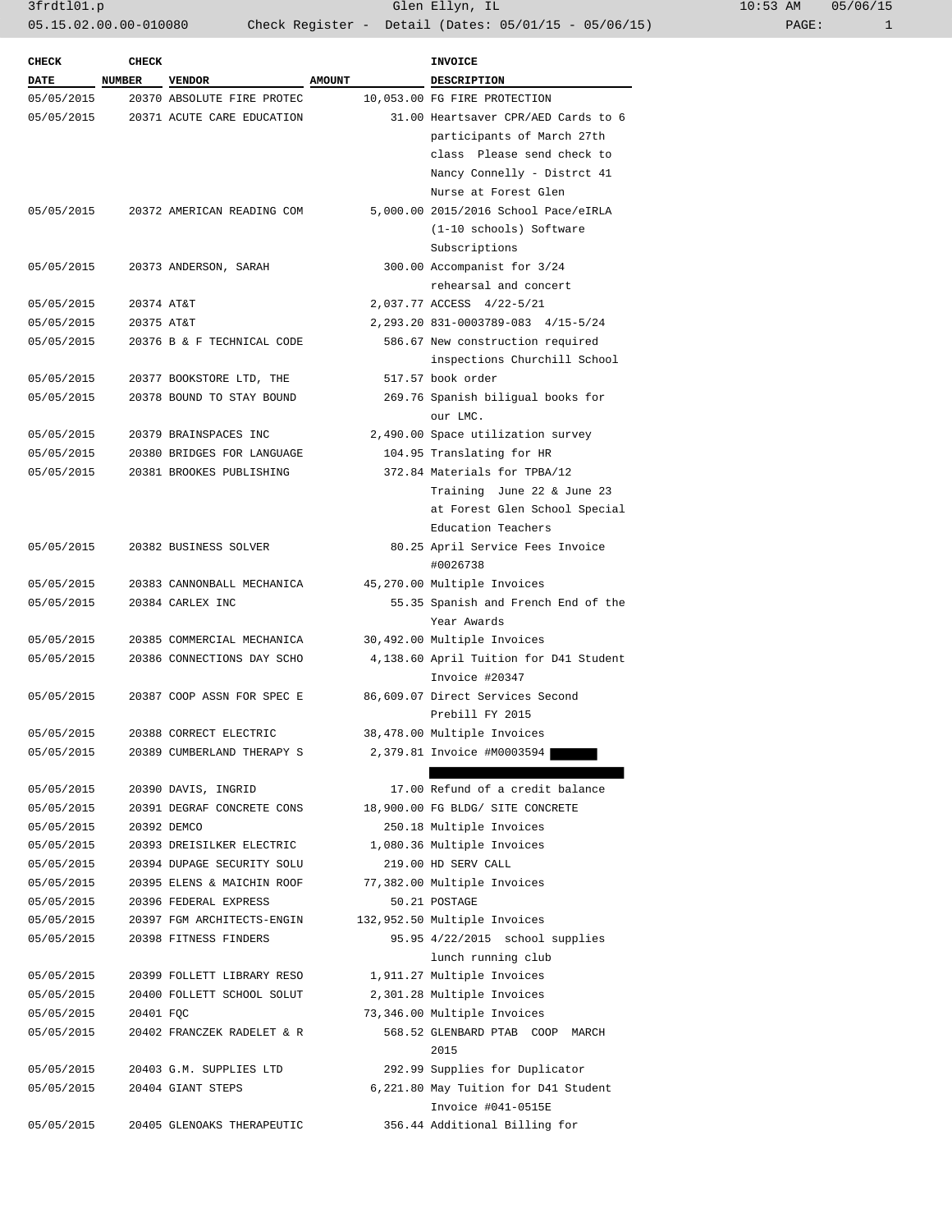| CHECK DATE | CHECK NUMBER | VENDOR | AMOUNT | INVOICE DESCRIPTION |
|---|---|---|---|---|
| 05/05/2015 | 20370 | ABSOLUTE FIRE PROTEC | 10,053.00 | FG FIRE PROTECTION |
| 05/05/2015 | 20371 | ACUTE CARE EDUCATION | 31.00 | Heartsaver CPR/AED Cards to 6 participants of March 27th class Please send check to Nancy Connelly - Distrct 41 Nurse at Forest Glen |
| 05/05/2015 | 20372 | AMERICAN READING COM | 5,000.00 | 2015/2016 School Pace/eIRLA (1-10 schools) Software Subscriptions |
| 05/05/2015 | 20373 | ANDERSON, SARAH | 300.00 | Accompanist for 3/24 rehearsal and concert |
| 05/05/2015 | 20374 | AT&T | 2,037.77 | ACCESS 4/22-5/21 |
| 05/05/2015 | 20375 | AT&T | 2,293.20 | 831-0003789-083 4/15-5/24 |
| 05/05/2015 | 20376 | B & F TECHNICAL CODE | 586.67 | New construction required inspections Churchill School |
| 05/05/2015 | 20377 | BOOKSTORE LTD, THE | 517.57 | book order |
| 05/05/2015 | 20378 | BOUND TO STAY BOUND | 269.76 | Spanish biligual books for our LMC. |
| 05/05/2015 | 20379 | BRAINSPACES INC | 2,490.00 | Space utilization survey |
| 05/05/2015 | 20380 | BRIDGES FOR LANGUAGE | 104.95 | Translating for HR |
| 05/05/2015 | 20381 | BROOKES PUBLISHING | 372.84 | Materials for TPBA/12 Training June 22 & June 23 at Forest Glen School Special Education Teachers |
| 05/05/2015 | 20382 | BUSINESS SOLVER | 80.25 | April Service Fees Invoice #0026738 |
| 05/05/2015 | 20383 | CANNONBALL MECHANICA | 45,270.00 | Multiple Invoices |
| 05/05/2015 | 20384 | CARLEX INC | 55.35 | Spanish and French End of the Year Awards |
| 05/05/2015 | 20385 | COMMERCIAL MECHANICA | 30,492.00 | Multiple Invoices |
| 05/05/2015 | 20386 | CONNECTIONS DAY SCHO | 4,138.60 | April Tuition for D41 Student Invoice #20347 |
| 05/05/2015 | 20387 | COOP ASSN FOR SPEC E | 86,609.07 | Direct Services Second Prebill FY 2015 |
| 05/05/2015 | 20388 | CORRECT ELECTRIC | 38,478.00 | Multiple Invoices |
| 05/05/2015 | 20389 | CUMBERLAND THERAPY S | 2,379.81 | Invoice #M0003594 [REDACTED] |
| 05/05/2015 | 20390 | DAVIS, INGRID | 17.00 | Refund of a credit balance |
| 05/05/2015 | 20391 | DEGRAF CONCRETE CONS | 18,900.00 | FG BLDG/ SITE CONCRETE |
| 05/05/2015 | 20392 | DEMCO | 250.18 | Multiple Invoices |
| 05/05/2015 | 20393 | DREISILKER ELECTRIC | 1,080.36 | Multiple Invoices |
| 05/05/2015 | 20394 | DUPAGE SECURITY SOLU | 219.00 | HD SERV CALL |
| 05/05/2015 | 20395 | ELENS & MAICHIN ROOF | 77,382.00 | Multiple Invoices |
| 05/05/2015 | 20396 | FEDERAL EXPRESS | 50.21 | POSTAGE |
| 05/05/2015 | 20397 | FGM ARCHITECTS-ENGIN | 132,952.50 | Multiple Invoices |
| 05/05/2015 | 20398 | FITNESS FINDERS | 95.95 | 4/22/2015 school supplies lunch running club |
| 05/05/2015 | 20399 | FOLLETT LIBRARY RESO | 1,911.27 | Multiple Invoices |
| 05/05/2015 | 20400 | FOLLETT SCHOOL SOLUT | 2,301.28 | Multiple Invoices |
| 05/05/2015 | 20401 | FQC | 73,346.00 | Multiple Invoices |
| 05/05/2015 | 20402 | FRANCZEK RADELET & R | 568.52 | GLENBARD PTAB COOP MARCH 2015 |
| 05/05/2015 | 20403 | G.M. SUPPLIES LTD | 292.99 | Supplies for Duplicator |
| 05/05/2015 | 20404 | GIANT STEPS | 6,221.80 | May Tuition for D41 Student Invoice #041-0515E |
| 05/05/2015 | 20405 | GLENOAKS THERAPEUTIC | 356.44 | Additional Billing for |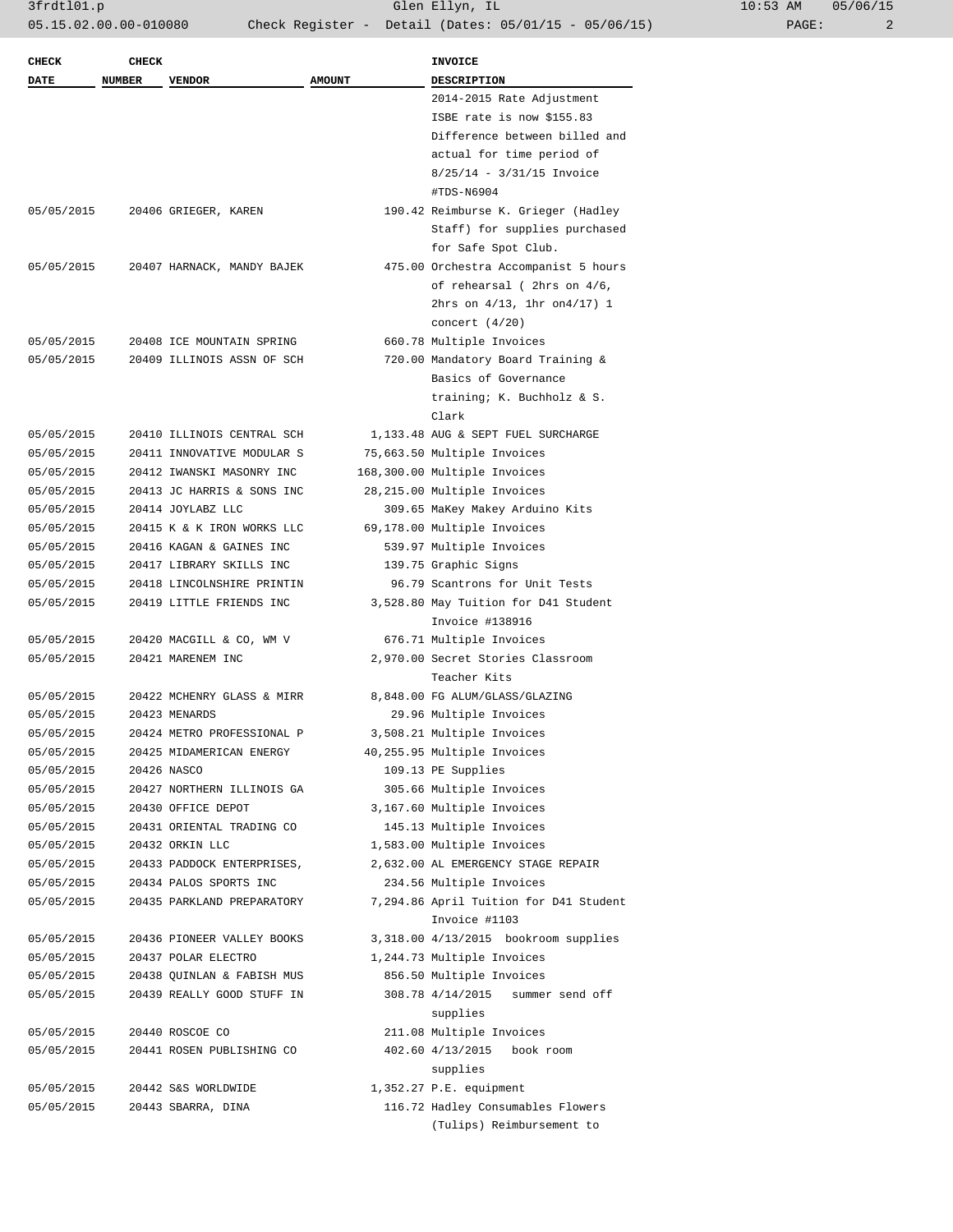| CHECK DATE | CHECK NUMBER | VENDOR | AMOUNT | INVOICE DESCRIPTION |
|---|---|---|---|---|
| | | | | 2014-2015 Rate Adjustment ISBE rate is now $155.83 Difference between billed and actual for time period of 8/25/14 - 3/31/15 Invoice #TDS-N6904 |
| 05/05/2015 | 20406 | GRIEGER, KAREN | 190.42 | Reimburse K. Grieger (Hadley Staff) for supplies purchased for Safe Spot Club. |
| 05/05/2015 | 20407 | HARNACK, MANDY BAJEK | 475.00 | Orchestra Accompanist 5 hours of rehearsal ( 2hrs on 4/6, 2hrs on 4/13, 1hr on4/17) 1 concert (4/20) |
| 05/05/2015 | 20408 | ICE MOUNTAIN SPRING | 660.78 | Multiple Invoices |
| 05/05/2015 | 20409 | ILLINOIS ASSN OF SCH | 720.00 | Mandatory Board Training & Basics of Governance training; K. Buchholz & S. Clark |
| 05/05/2015 | 20410 | ILLINOIS CENTRAL SCH | 1,133.48 | AUG & SEPT FUEL SURCHARGE |
| 05/05/2015 | 20411 | INNOVATIVE MODULAR S | 75,663.50 | Multiple Invoices |
| 05/05/2015 | 20412 | IWANSKI MASONRY INC | 168,300.00 | Multiple Invoices |
| 05/05/2015 | 20413 | JC HARRIS & SONS INC | 28,215.00 | Multiple Invoices |
| 05/05/2015 | 20414 | JOYLABZ LLC | 309.65 | MaKey Makey Arduino Kits |
| 05/05/2015 | 20415 | K & K IRON WORKS LLC | 69,178.00 | Multiple Invoices |
| 05/05/2015 | 20416 | KAGAN & GAINES INC | 539.97 | Multiple Invoices |
| 05/05/2015 | 20417 | LIBRARY SKILLS INC | 139.75 | Graphic Signs |
| 05/05/2015 | 20418 | LINCOLNSHIRE PRINTIN | 96.79 | Scantrons for Unit Tests |
| 05/05/2015 | 20419 | LITTLE FRIENDS INC | 3,528.80 | May Tuition for D41 Student Invoice #138916 |
| 05/05/2015 | 20420 | MACGILL & CO, WM V | 676.71 | Multiple Invoices |
| 05/05/2015 | 20421 | MARENEM INC | 2,970.00 | Secret Stories Classroom Teacher Kits |
| 05/05/2015 | 20422 | MCHENRY GLASS & MIRR | 8,848.00 | FG ALUM/GLASS/GLAZING |
| 05/05/2015 | 20423 | MENARDS | 29.96 | Multiple Invoices |
| 05/05/2015 | 20424 | METRO PROFESSIONAL P | 3,508.21 | Multiple Invoices |
| 05/05/2015 | 20425 | MIDAMERICAN ENERGY | 40,255.95 | Multiple Invoices |
| 05/05/2015 | 20426 | NASCO | 109.13 | PE Supplies |
| 05/05/2015 | 20427 | NORTHERN ILLINOIS GA | 305.66 | Multiple Invoices |
| 05/05/2015 | 20430 | OFFICE DEPOT | 3,167.60 | Multiple Invoices |
| 05/05/2015 | 20431 | ORIENTAL TRADING CO | 145.13 | Multiple Invoices |
| 05/05/2015 | 20432 | ORKIN LLC | 1,583.00 | Multiple Invoices |
| 05/05/2015 | 20433 | PADDOCK ENTERPRISES, | 2,632.00 | AL EMERGENCY STAGE REPAIR |
| 05/05/2015 | 20434 | PALOS SPORTS INC | 234.56 | Multiple Invoices |
| 05/05/2015 | 20435 | PARKLAND PREPARATORY | 7,294.86 | April Tuition for D41 Student Invoice #1103 |
| 05/05/2015 | 20436 | PIONEER VALLEY BOOKS | 3,318.00 | 4/13/2015 bookroom supplies |
| 05/05/2015 | 20437 | POLAR ELECTRO | 1,244.73 | Multiple Invoices |
| 05/05/2015 | 20438 | QUINLAN & FABISH MUS | 856.50 | Multiple Invoices |
| 05/05/2015 | 20439 | REALLY GOOD STUFF IN | 308.78 | 4/14/2015 summer send off supplies |
| 05/05/2015 | 20440 | ROSCOE CO | 211.08 | Multiple Invoices |
| 05/05/2015 | 20441 | ROSEN PUBLISHING CO | 402.60 | 4/13/2015 book room supplies |
| 05/05/2015 | 20442 | S&S WORLDWIDE | 1,352.27 | P.E. equipment |
| 05/05/2015 | 20443 | SBARRA, DINA | 116.72 | Hadley Consumables Flowers (Tulips) Reimbursement to |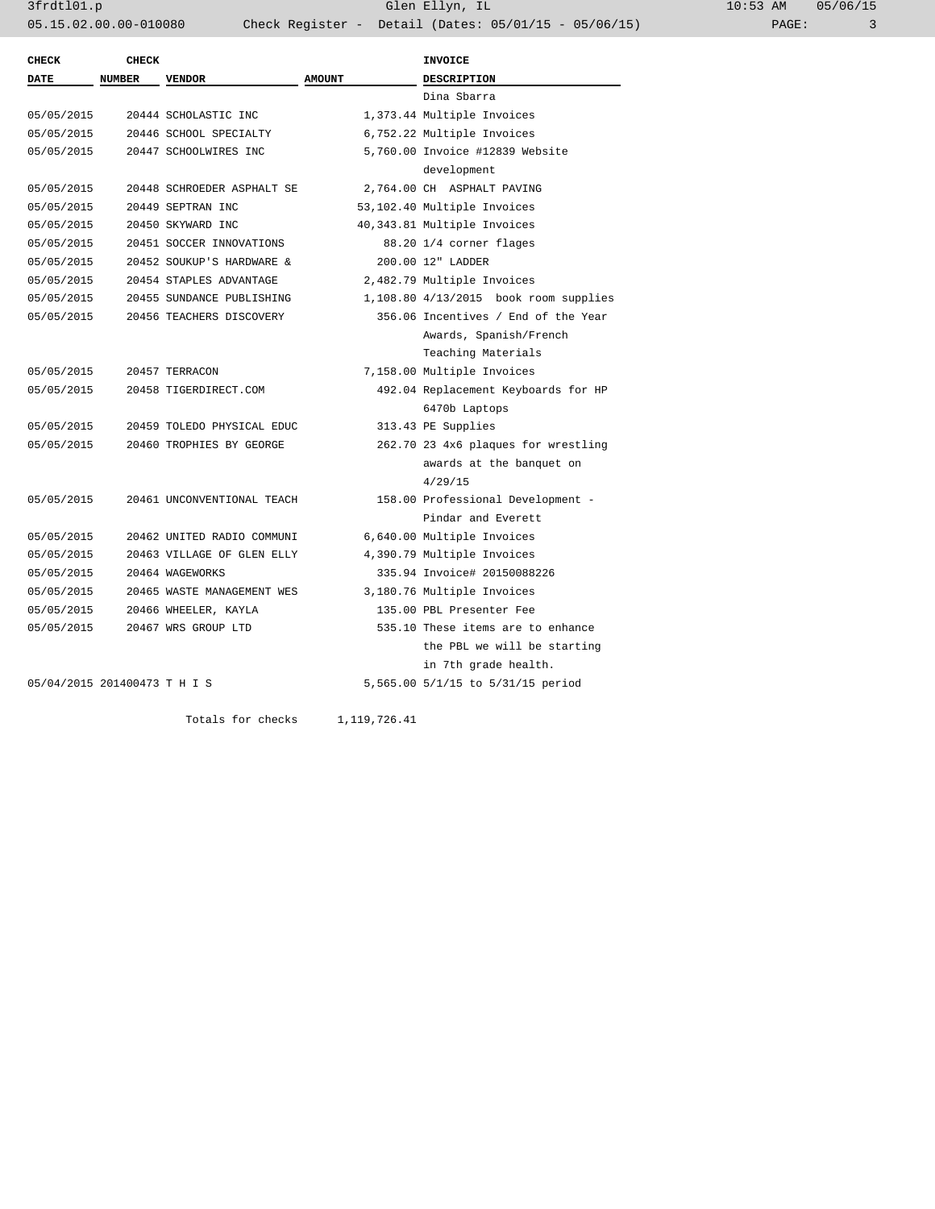| CHECK DATE | CHECK NUMBER | VENDOR | AMOUNT | INVOICE DESCRIPTION |
|---|---|---|---|---|
| | | | | Dina Sbarra |
| 05/05/2015 | 20444 | SCHOLASTIC INC | 1,373.44 | Multiple Invoices |
| 05/05/2015 | 20446 | SCHOOL SPECIALTY | 6,752.22 | Multiple Invoices |
| 05/05/2015 | 20447 | SCHOOLWIRES INC | 5,760.00 | Invoice #12839 Website development |
| 05/05/2015 | 20448 | SCHROEDER ASPHALT SE | 2,764.00 | CH ASPHALT PAVING |
| 05/05/2015 | 20449 | SEPTRAN INC | 53,102.40 | Multiple Invoices |
| 05/05/2015 | 20450 | SKYWARD INC | 40,343.81 | Multiple Invoices |
| 05/05/2015 | 20451 | SOCCER INNOVATIONS | 88.20 | 1/4 corner flages |
| 05/05/2015 | 20452 | SOUKUP'S HARDWARE & | 200.00 | 12" LADDER |
| 05/05/2015 | 20454 | STAPLES ADVANTAGE | 2,482.79 | Multiple Invoices |
| 05/05/2015 | 20455 | SUNDANCE PUBLISHING | 1,108.80 | 4/13/2015 book room supplies |
| 05/05/2015 | 20456 | TEACHERS DISCOVERY | 356.06 | Incentives / End of the Year Awards, Spanish/French Teaching Materials |
| 05/05/2015 | 20457 | TERRACON | 7,158.00 | Multiple Invoices |
| 05/05/2015 | 20458 | TIGERDIRECT.COM | 492.04 | Replacement Keyboards for HP 6470b Laptops |
| 05/05/2015 | 20459 | TOLEDO PHYSICAL EDUC | 313.43 | PE Supplies |
| 05/05/2015 | 20460 | TROPHIES BY GEORGE | 262.70 | 23 4x6 plaques for wrestling awards at the banquet on 4/29/15 |
| 05/05/2015 | 20461 | UNCONVENTIONAL TEACH | 158.00 | Professional Development - Pindar and Everett |
| 05/05/2015 | 20462 | UNITED RADIO COMMUNI | 6,640.00 | Multiple Invoices |
| 05/05/2015 | 20463 | VILLAGE OF GLEN ELLY | 4,390.79 | Multiple Invoices |
| 05/05/2015 | 20464 | WAGEWORKS | 335.94 | Invoice# 20150088226 |
| 05/05/2015 | 20465 | WASTE MANAGEMENT WES | 3,180.76 | Multiple Invoices |
| 05/05/2015 | 20466 | WHEELER, KAYLA | 135.00 | PBL Presenter Fee |
| 05/05/2015 | 20467 | WRS GROUP LTD | 535.10 | These items are to enhance the PBL we will be starting in 7th grade health. |
| 05/04/2015 | 201400473 | T H I S | 5,565.00 | 5/1/15 to 5/31/15 period |
| | | Totals for checks | 1,119,726.41 | |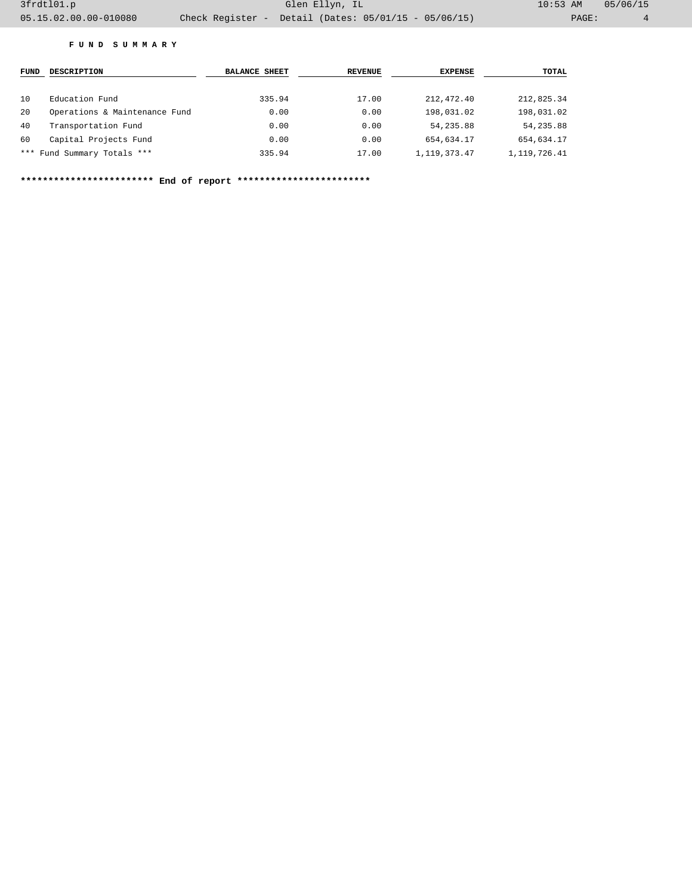**F U N D   S U M M A R Y**

| FUND | DESCRIPTION | BALANCE SHEET | REVENUE | EXPENSE | TOTAL |
|---|---|---|---|---|---|
| 10 | Education Fund | 335.94 | 17.00 | 212,472.40 | 212,825.34 |
| 20 | Operations & Maintenance Fund | 0.00 | 0.00 | 198,031.02 | 198,031.02 |
| 40 | Transportation Fund | 0.00 | 0.00 | 54,235.88 | 54,235.88 |
| 60 | Capital Projects Fund | 0.00 | 0.00 | 654,634.17 | 654,634.17 |
| *** Fund Summary Totals *** | | 335.94 | 17.00 | 1,119,373.47 | 1,119,726.41 |

************************ **End of report** ************************